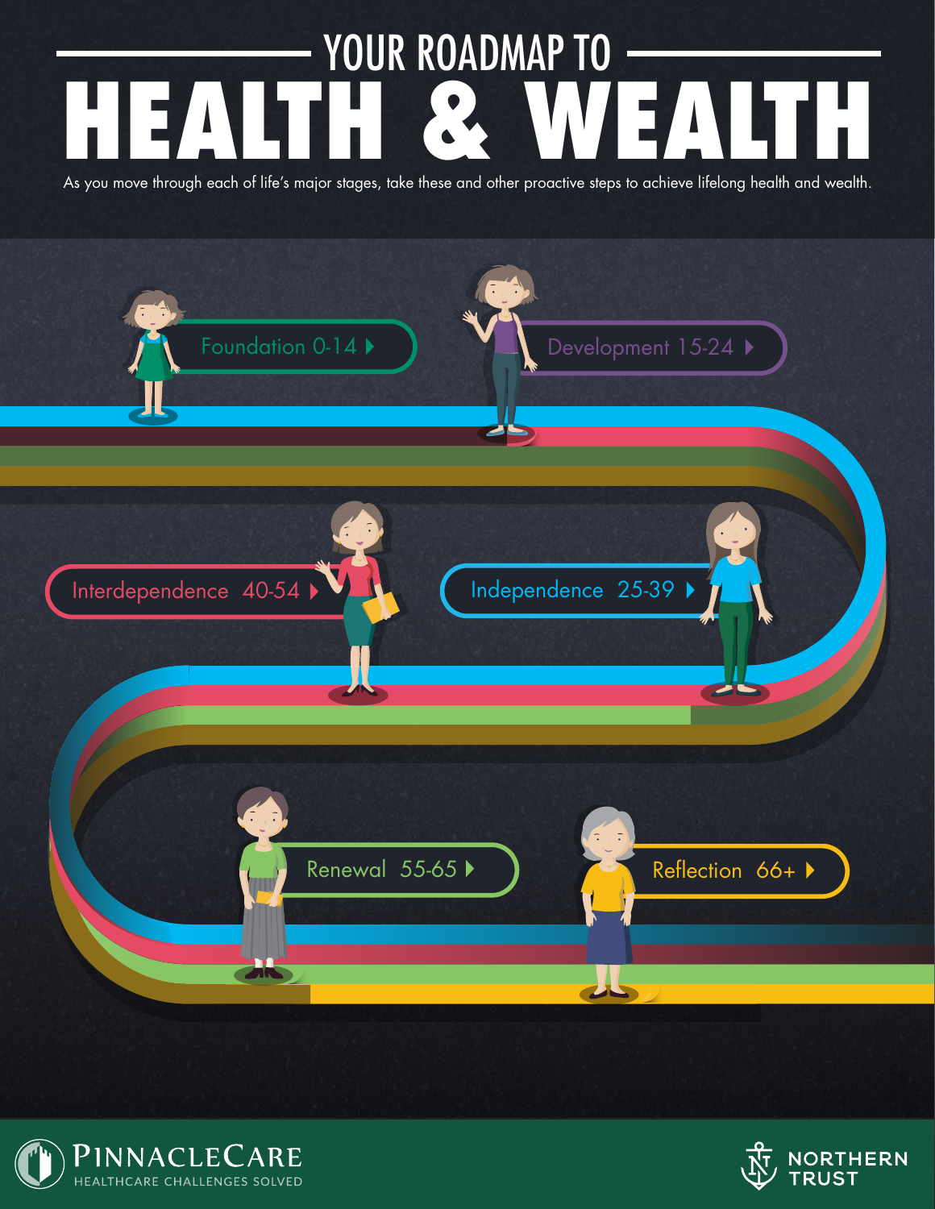# YOUR ROADMAP TO HEALTH & WEALTH

As you move through each of life's major stages, take these and other proactive steps to achieve lifelong health and wealth.

- Foundation 0-14
- Development 15-24
- Independence 25-39
- Interdependence 40-54
- Renewal 55-65
- Reflection 66+

PinnacleCare
HEALTHCARE CHALLENGES SOLVED

NORTHERN TRUST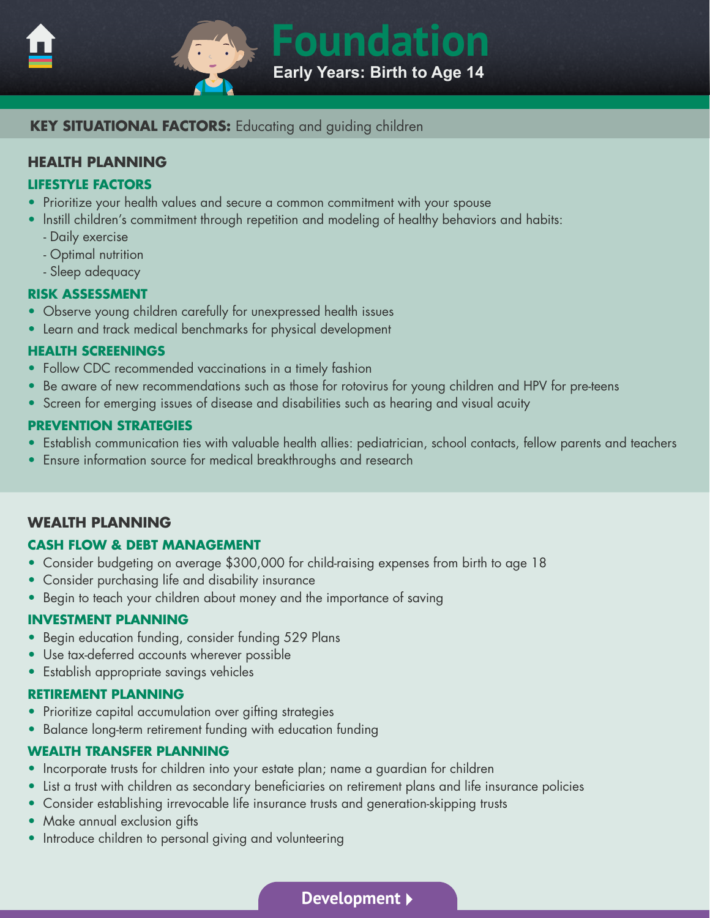# Foundation

**Early Years: Birth to Age 14**

**KEY SITUATIONAL FACTORS:** Educating and guiding children

## HEALTH PLANNING

### LIFESTYLE FACTORS

- Prioritize your health values and secure a common commitment with your spouse
- Instill children's commitment through repetition and modeling of healthy behaviors and habits:
  - Daily exercise
  - Optimal nutrition
  - Sleep adequacy

### RISK ASSESSMENT

- Observe young children carefully for unexpressed health issues
- Learn and track medical benchmarks for physical development

### HEALTH SCREENINGS

- Follow CDC recommended vaccinations in a timely fashion
- Be aware of new recommendations such as those for rotovirus for young children and HPV for pre-teens
- Screen for emerging issues of disease and disabilities such as hearing and visual acuity

### PREVENTION STRATEGIES

- Establish communication ties with valuable health allies: pediatrician, school contacts, fellow parents and teachers
- Ensure information source for medical breakthroughs and research

## WEALTH PLANNING

### CASH FLOW & DEBT MANAGEMENT

- Consider budgeting on average $300,000 for child-raising expenses from birth to age 18
- Consider purchasing life and disability insurance
- Begin to teach your children about money and the importance of saving

### INVESTMENT PLANNING

- Begin education funding, consider funding 529 Plans
- Use tax-deferred accounts wherever possible
- Establish appropriate savings vehicles

### RETIREMENT PLANNING

- Prioritize capital accumulation over gifting strategies
- Balance long-term retirement funding with education funding

### WEALTH TRANSFER PLANNING

- Incorporate trusts for children into your estate plan; name a guardian for children
- List a trust with children as secondary beneficiaries on retirement plans and life insurance policies
- Consider establishing irrevocable life insurance trusts and generation-skipping trusts
- Make annual exclusion gifts
- Introduce children to personal giving and volunteering

Development ▸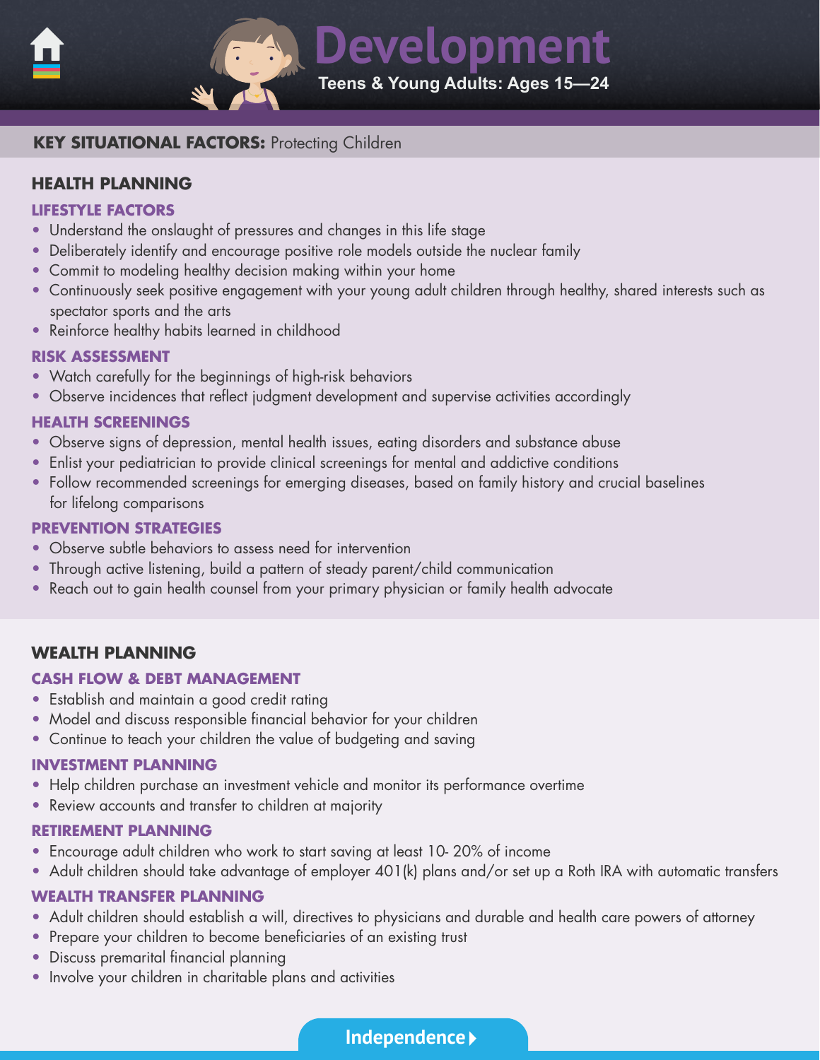# Development

**Teens & Young Adults: Ages 15—24**

**KEY SITUATIONAL FACTORS:** Protecting Children

## HEALTH PLANNING

### LIFESTYLE FACTORS

- Understand the onslaught of pressures and changes in this life stage
- Deliberately identify and encourage positive role models outside the nuclear family
- Commit to modeling healthy decision making within your home
- Continuously seek positive engagement with your young adult children through healthy, shared interests such as spectator sports and the arts
- Reinforce healthy habits learned in childhood

### RISK ASSESSMENT

- Watch carefully for the beginnings of high-risk behaviors
- Observe incidences that reflect judgment development and supervise activities accordingly

### HEALTH SCREENINGS

- Observe signs of depression, mental health issues, eating disorders and substance abuse
- Enlist your pediatrician to provide clinical screenings for mental and addictive conditions
- Follow recommended screenings for emerging diseases, based on family history and crucial baselines for lifelong comparisons

### PREVENTION STRATEGIES

- Observe subtle behaviors to assess need for intervention
- Through active listening, build a pattern of steady parent/child communication
- Reach out to gain health counsel from your primary physician or family health advocate

## WEALTH PLANNING

### CASH FLOW & DEBT MANAGEMENT

- Establish and maintain a good credit rating
- Model and discuss responsible financial behavior for your children
- Continue to teach your children the value of budgeting and saving

### INVESTMENT PLANNING

- Help children purchase an investment vehicle and monitor its performance overtime
- Review accounts and transfer to children at majority

### RETIREMENT PLANNING

- Encourage adult children who work to start saving at least 10- 20% of income
- Adult children should take advantage of employer 401(k) plans and/or set up a Roth IRA with automatic transfers

### WEALTH TRANSFER PLANNING

- Adult children should establish a will, directives to physicians and durable and health care powers of attorney
- Prepare your children to become beneficiaries of an existing trust
- Discuss premarital financial planning
- Involve your children in charitable plans and activities

Independence ▸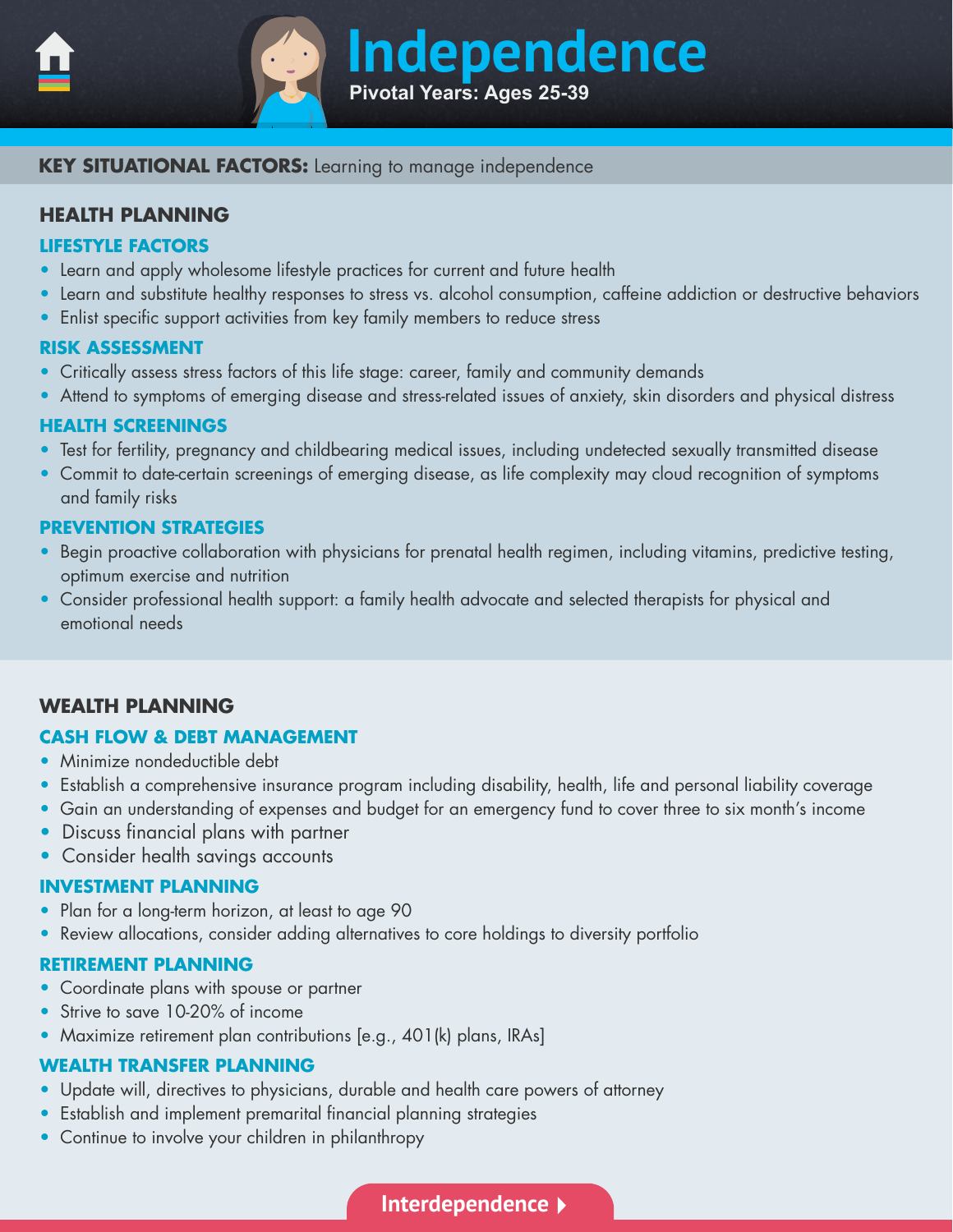# Independence

**Pivotal Years: Ages 25-39**

**KEY SITUATIONAL FACTORS:** Learning to manage independence

## HEALTH PLANNING

### LIFESTYLE FACTORS

- Learn and apply wholesome lifestyle practices for current and future health
- Learn and substitute healthy responses to stress vs. alcohol consumption, caffeine addiction or destructive behaviors
- Enlist specific support activities from key family members to reduce stress

### RISK ASSESSMENT

- Critically assess stress factors of this life stage: career, family and community demands
- Attend to symptoms of emerging disease and stress-related issues of anxiety, skin disorders and physical distress

### HEALTH SCREENINGS

- Test for fertility, pregnancy and childbearing medical issues, including undetected sexually transmitted disease
- Commit to date-certain screenings of emerging disease, as life complexity may cloud recognition of symptoms and family risks

### PREVENTION STRATEGIES

- Begin proactive collaboration with physicians for prenatal health regimen, including vitamins, predictive testing, optimum exercise and nutrition
- Consider professional health support: a family health advocate and selected therapists for physical and emotional needs

## WEALTH PLANNING

### CASH FLOW & DEBT MANAGEMENT

- Minimize nondeductible debt
- Establish a comprehensive insurance program including disability, health, life and personal liability coverage
- Gain an understanding of expenses and budget for an emergency fund to cover three to six month's income
- Discuss financial plans with partner
- Consider health savings accounts

### INVESTMENT PLANNING

- Plan for a long-term horizon, at least to age 90
- Review allocations, consider adding alternatives to core holdings to diversity portfolio

### RETIREMENT PLANNING

- Coordinate plans with spouse or partner
- Strive to save 10-20% of income
- Maximize retirement plan contributions [e.g., 401(k) plans, IRAs]

### WEALTH TRANSFER PLANNING

- Update will, directives to physicians, durable and health care powers of attorney
- Establish and implement premarital financial planning strategies
- Continue to involve your children in philanthropy

Interdependence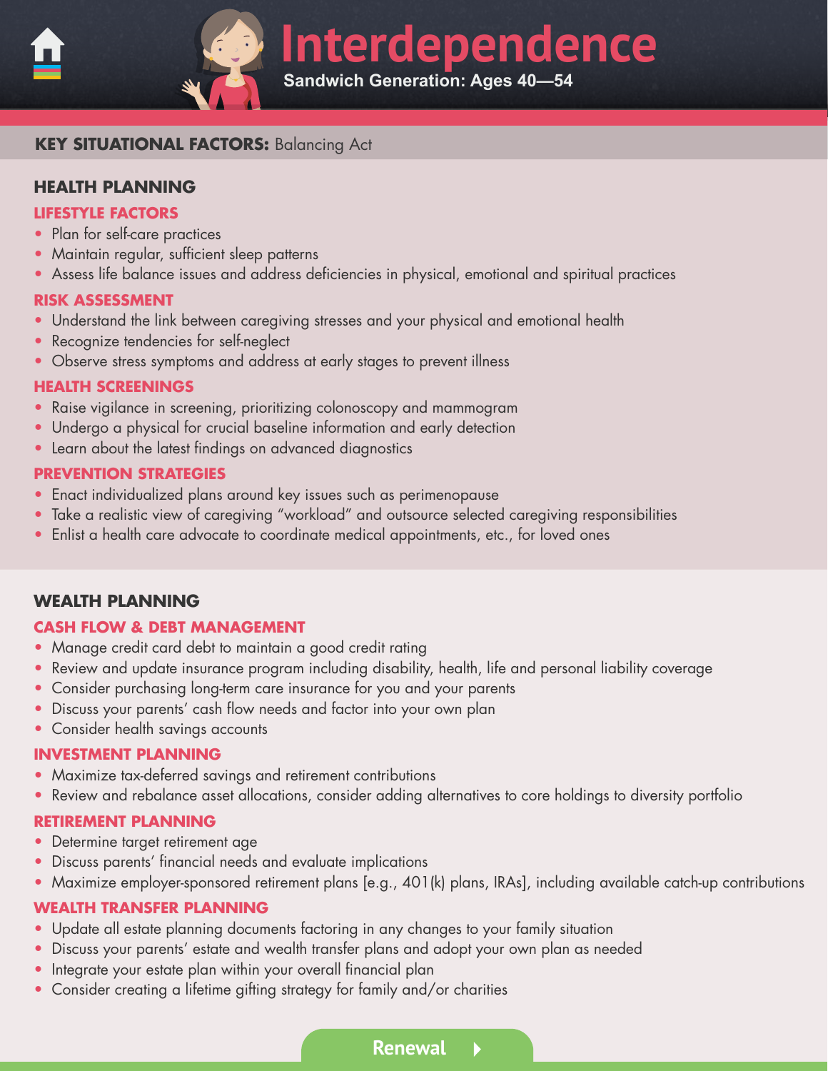# Interdependence

**Sandwich Generation: Ages 40—54**

**KEY SITUATIONAL FACTORS:** Balancing Act

## HEALTH PLANNING

### LIFESTYLE FACTORS

- Plan for self-care practices
- Maintain regular, sufficient sleep patterns
- Assess life balance issues and address deficiencies in physical, emotional and spiritual practices

### RISK ASSESSMENT

- Understand the link between caregiving stresses and your physical and emotional health
- Recognize tendencies for self-neglect
- Observe stress symptoms and address at early stages to prevent illness

### HEALTH SCREENINGS

- Raise vigilance in screening, prioritizing colonoscopy and mammogram
- Undergo a physical for crucial baseline information and early detection
- Learn about the latest findings on advanced diagnostics

### PREVENTION STRATEGIES

- Enact individualized plans around key issues such as perimenopause
- Take a realistic view of caregiving "workload" and outsource selected caregiving responsibilities
- Enlist a health care advocate to coordinate medical appointments, etc., for loved ones

## WEALTH PLANNING

### CASH FLOW & DEBT MANAGEMENT

- Manage credit card debt to maintain a good credit rating
- Review and update insurance program including disability, health, life and personal liability coverage
- Consider purchasing long-term care insurance for you and your parents
- Discuss your parents' cash flow needs and factor into your own plan
- Consider health savings accounts

### INVESTMENT PLANNING

- Maximize tax-deferred savings and retirement contributions
- Review and rebalance asset allocations, consider adding alternatives to core holdings to diversity portfolio

### RETIREMENT PLANNING

- Determine target retirement age
- Discuss parents' financial needs and evaluate implications
- Maximize employer-sponsored retirement plans [e.g., 401(k) plans, IRAs], including available catch-up contributions

### WEALTH TRANSFER PLANNING

- Update all estate planning documents factoring in any changes to your family situation
- Discuss your parents' estate and wealth transfer plans and adopt your own plan as needed
- Integrate your estate plan within your overall financial plan
- Consider creating a lifetime gifting strategy for family and/or charities

Renewal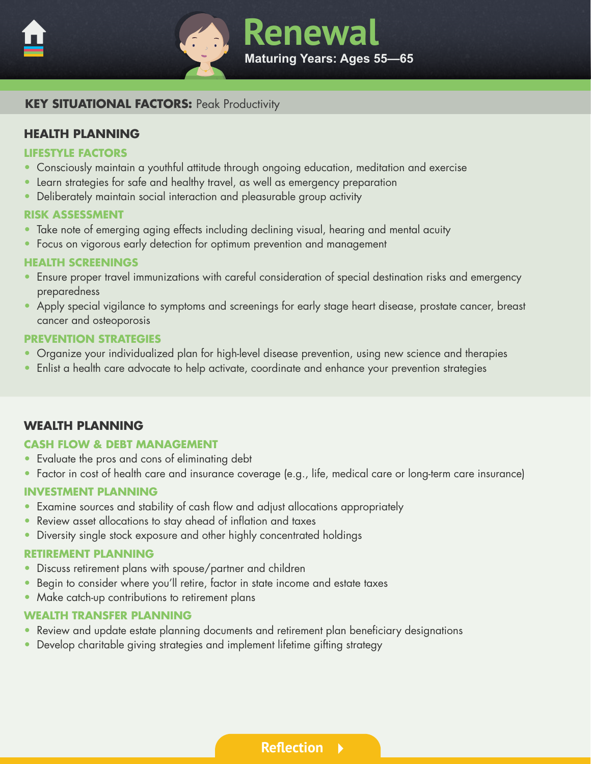# Renewal

**Maturing Years: Ages 55—65**

**KEY SITUATIONAL FACTORS:** Peak Productivity

## HEALTH PLANNING

### LIFESTYLE FACTORS

- Consciously maintain a youthful attitude through ongoing education, meditation and exercise
- Learn strategies for safe and healthy travel, as well as emergency preparation
- Deliberately maintain social interaction and pleasurable group activity

### RISK ASSESSMENT

- Take note of emerging aging effects including declining visual, hearing and mental acuity
- Focus on vigorous early detection for optimum prevention and management

### HEALTH SCREENINGS

- Ensure proper travel immunizations with careful consideration of special destination risks and emergency preparedness
- Apply special vigilance to symptoms and screenings for early stage heart disease, prostate cancer, breast cancer and osteoporosis

### PREVENTION STRATEGIES

- Organize your individualized plan for high-level disease prevention, using new science and therapies
- Enlist a health care advocate to help activate, coordinate and enhance your prevention strategies

## WEALTH PLANNING

### CASH FLOW & DEBT MANAGEMENT

- Evaluate the pros and cons of eliminating debt
- Factor in cost of health care and insurance coverage (e.g., life, medical care or long-term care insurance)

### INVESTMENT PLANNING

- Examine sources and stability of cash flow and adjust allocations appropriately
- Review asset allocations to stay ahead of inflation and taxes
- Diversity single stock exposure and other highly concentrated holdings

### RETIREMENT PLANNING

- Discuss retirement plans with spouse/partner and children
- Begin to consider where you'll retire, factor in state income and estate taxes
- Make catch-up contributions to retirement plans

### WEALTH TRANSFER PLANNING

- Review and update estate planning documents and retirement plan beneficiary designations
- Develop charitable giving strategies and implement lifetime gifting strategy

Reflection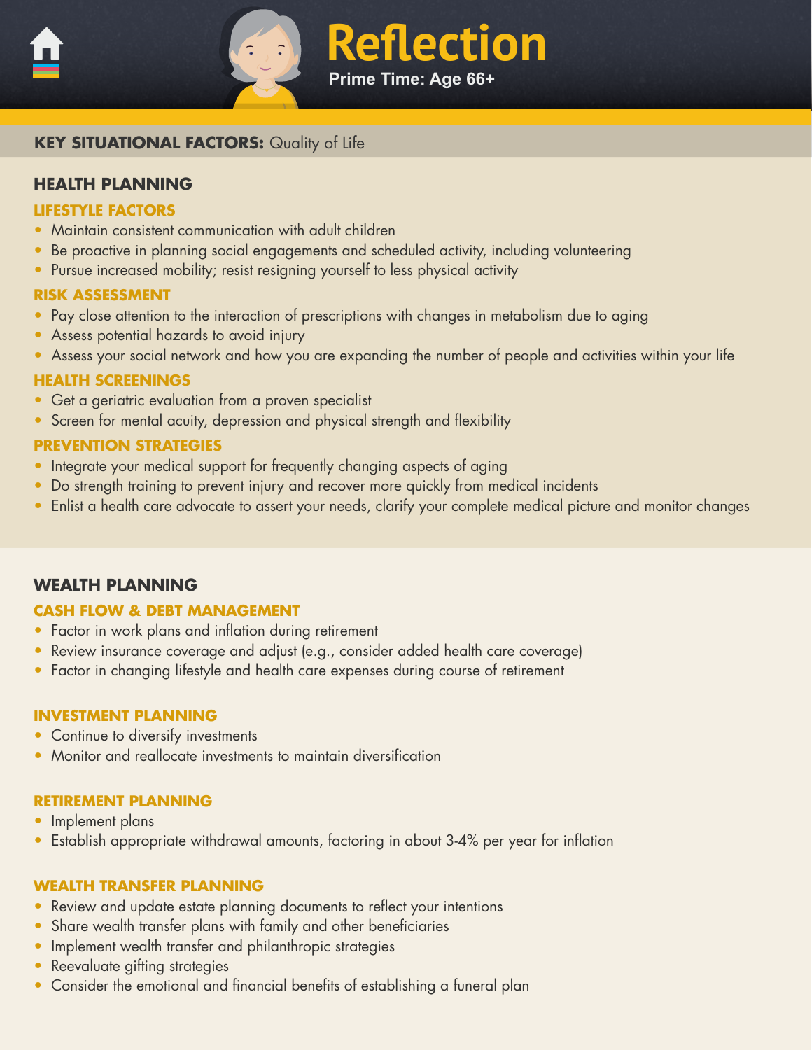# Reflection

**Prime Time: Age 66+**

**KEY SITUATIONAL FACTORS:** Quality of Life

## HEALTH PLANNING

### LIFESTYLE FACTORS

- Maintain consistent communication with adult children
- Be proactive in planning social engagements and scheduled activity, including volunteering
- Pursue increased mobility; resist resigning yourself to less physical activity

### RISK ASSESSMENT

- Pay close attention to the interaction of prescriptions with changes in metabolism due to aging
- Assess potential hazards to avoid injury
- Assess your social network and how you are expanding the number of people and activities within your life

### HEALTH SCREENINGS

- Get a geriatric evaluation from a proven specialist
- Screen for mental acuity, depression and physical strength and flexibility

### PREVENTION STRATEGIES

- Integrate your medical support for frequently changing aspects of aging
- Do strength training to prevent injury and recover more quickly from medical incidents
- Enlist a health care advocate to assert your needs, clarify your complete medical picture and monitor changes

## WEALTH PLANNING

### CASH FLOW & DEBT MANAGEMENT

- Factor in work plans and inflation during retirement
- Review insurance coverage and adjust (e.g., consider added health care coverage)
- Factor in changing lifestyle and health care expenses during course of retirement

### INVESTMENT PLANNING

- Continue to diversify investments
- Monitor and reallocate investments to maintain diversification

### RETIREMENT PLANNING

- Implement plans
- Establish appropriate withdrawal amounts, factoring in about 3-4% per year for inflation

### WEALTH TRANSFER PLANNING

- Review and update estate planning documents to reflect your intentions
- Share wealth transfer plans with family and other beneficiaries
- Implement wealth transfer and philanthropic strategies
- Reevaluate gifting strategies
- Consider the emotional and financial benefits of establishing a funeral plan